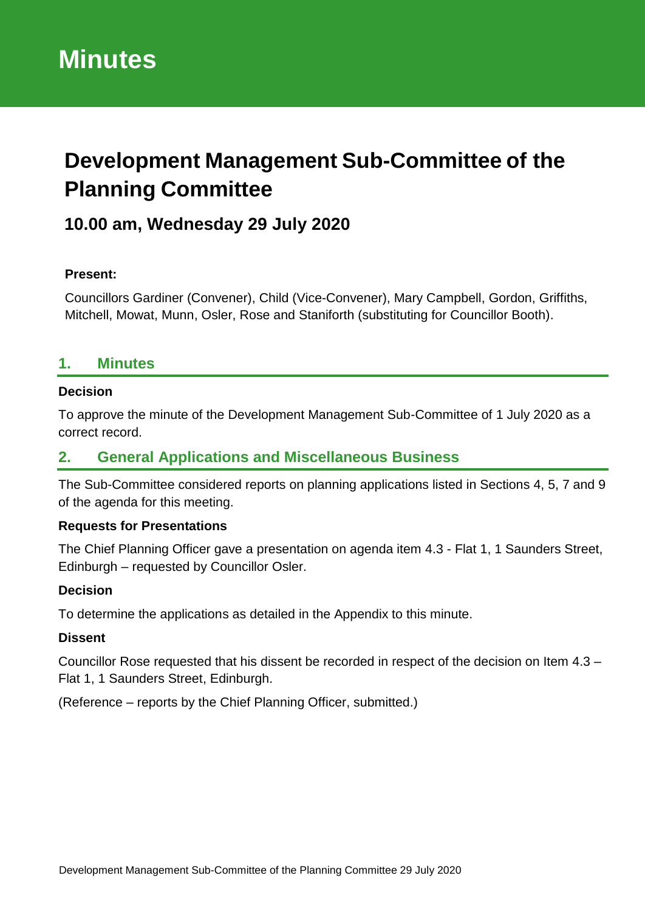# Minutes

# Development Management Sub-Committee of the Planning Committee

## 10.00 am, Wednesday 29 July 2020

**Present:**

Councillors Gardiner (Convener), Child (Vice-Convener), Mary Campbell, Gordon, Griffiths, Mitchell, Mowat, Munn, Osler, Rose and Staniforth (substituting for Councillor Booth).

## 1. Minutes

**Decision**

To approve the minute of the Development Management Sub-Committee of 1 July 2020 as a correct record.

## 2. General Applications and Miscellaneous Business

The Sub-Committee considered reports on planning applications listed in Sections 4, 5, 7 and 9 of the agenda for this meeting.

**Requests for Presentations**

The Chief Planning Officer gave a presentation on agenda item 4.3 - Flat 1, 1 Saunders Street, Edinburgh – requested by Councillor Osler.

**Decision**

To determine the applications as detailed in the Appendix to this minute.

**Dissent**

Councillor Rose requested that his dissent be recorded in respect of the decision on Item 4.3 – Flat 1, 1 Saunders Street, Edinburgh.

(Reference – reports by the Chief Planning Officer, submitted.)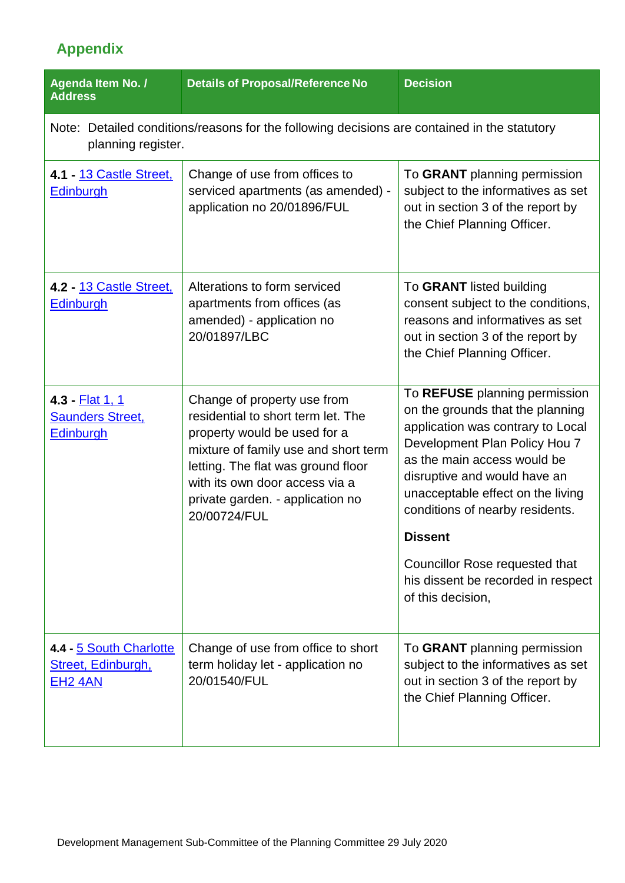## Appendix

| Agenda Item No. / Address | Details of Proposal/Reference No | Decision |
|---|---|---|
| Note: Detailed conditions/reasons for the following decisions are contained in the statutory planning register. | | |
| **4.1 -** 13 Castle Street, Edinburgh | Change of use from offices to serviced apartments (as amended) - application no 20/01896/FUL | To **GRANT** planning permission subject to the informatives as set out in section 3 of the report by the Chief Planning Officer. |
| **4.2 -** 13 Castle Street, Edinburgh | Alterations to form serviced apartments from offices (as amended) - application no 20/01897/LBC | To **GRANT** listed building consent subject to the conditions, reasons and informatives as set out in section 3 of the report by the Chief Planning Officer. |
| **4.3 -** Flat 1, 1 Saunders Street, Edinburgh | Change of property use from residential to short term let. The property would be used for a mixture of family use and short term letting. The flat was ground floor with its own door access via a private garden. - application no 20/00724/FUL | To **REFUSE** planning permission on the grounds that the planning application was contrary to Local Development Plan Policy Hou 7 as the main access would be disruptive and would have an unacceptable effect on the living conditions of nearby residents.<br><br>**Dissent**<br><br>Councillor Rose requested that his dissent be recorded in respect of this decision, |
| **4.4 -** 5 South Charlotte Street, Edinburgh, EH2 4AN | Change of use from office to short term holiday let - application no 20/01540/FUL | To **GRANT** planning permission subject to the informatives as set out in section 3 of the report by the Chief Planning Officer. |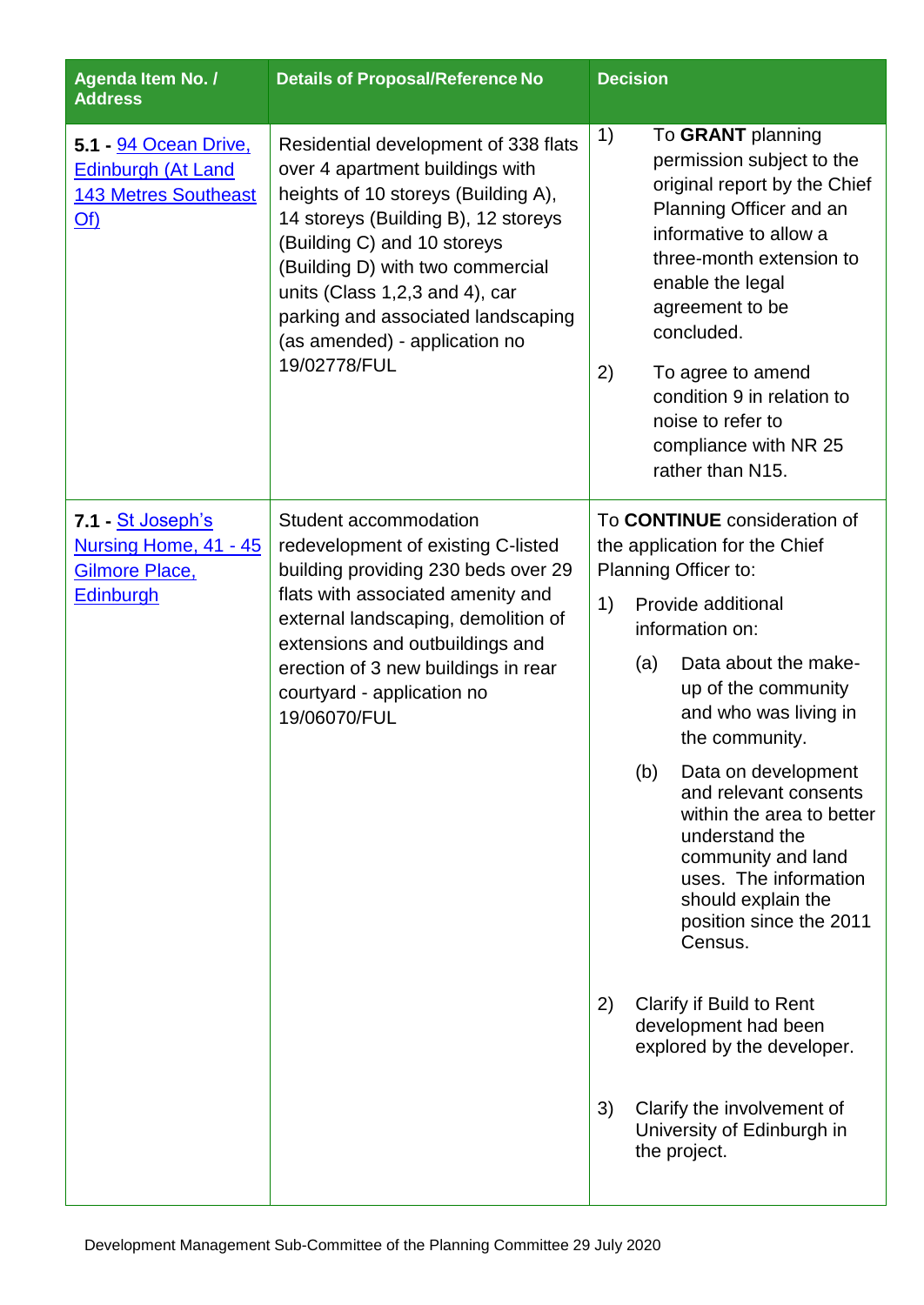| Agenda Item No. / Address | Details of Proposal/Reference No | Decision |
|---|---|---|
| **5.1 -** 94 Ocean Drive, Edinburgh (At Land 143 Metres Southeast Of) | Residential development of 338 flats over 4 apartment buildings with heights of 10 storeys (Building A), 14 storeys (Building B), 12 storeys (Building C) and 10 storeys (Building D) with two commercial units (Class 1,2,3 and 4), car parking and associated landscaping (as amended) - application no 19/02778/FUL | 1) To **GRANT** planning permission subject to the original report by the Chief Planning Officer and an informative to allow a three-month extension to enable the legal agreement to be concluded.<br><br>2) To agree to amend condition 9 in relation to noise to refer to compliance with NR 25 rather than N15. |
| **7.1 -** St Joseph's Nursing Home, 41 - 45 Gilmore Place, Edinburgh | Student accommodation redevelopment of existing C-listed building providing 230 beds over 29 flats with associated amenity and external landscaping, demolition of extensions and outbuildings and erection of 3 new buildings in rear courtyard - application no 19/06070/FUL | To **CONTINUE** consideration of the application for the Chief Planning Officer to:<br><br>1) Provide additional information on:<br><br>(a) Data about the make-up of the community and who was living in the community.<br><br>(b) Data on development and relevant consents within the area to better understand the community and land uses. The information should explain the position since the 2011 Census.<br><br>2) Clarify if Build to Rent development had been explored by the developer.<br><br>3) Clarify the involvement of University of Edinburgh in the project. |

Development Management Sub-Committee of the Planning Committee 29 July 2020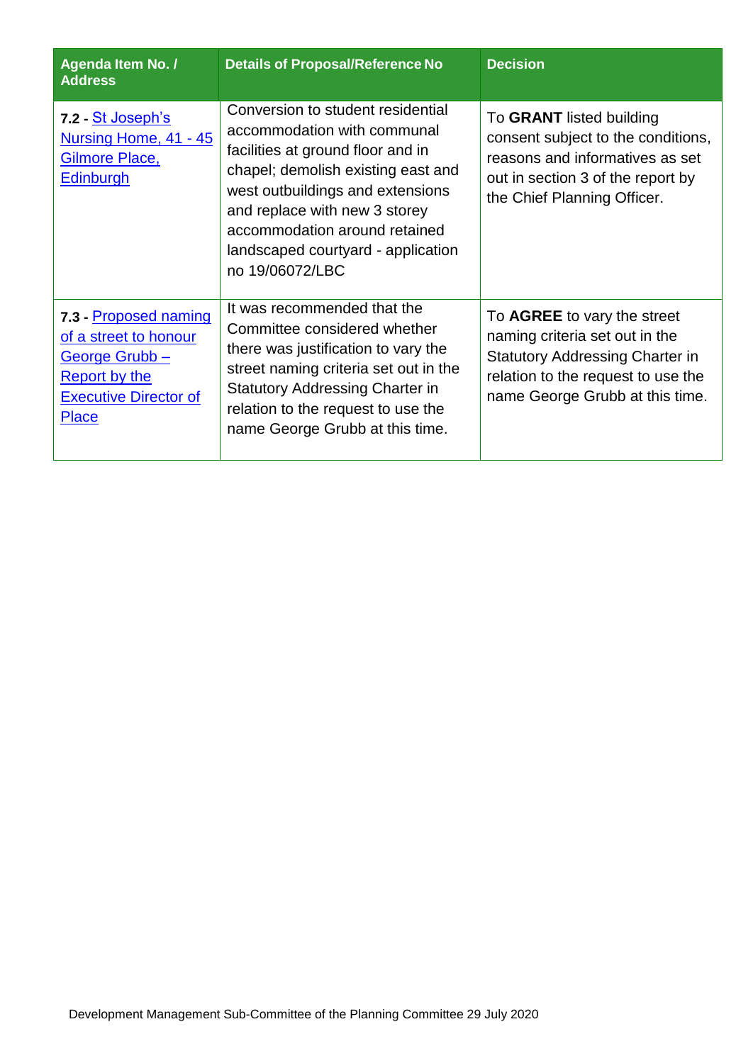| Agenda Item No. / Address | Details of Proposal/Reference No | Decision |
| --- | --- | --- |
| **7.2 -** St Joseph's Nursing Home, 41 - 45 Gilmore Place, Edinburgh | Conversion to student residential accommodation with communal facilities at ground floor and in chapel; demolish existing east and west outbuildings and extensions and replace with new 3 storey accommodation around retained landscaped courtyard - application no 19/06072/LBC | To **GRANT** listed building consent subject to the conditions, reasons and informatives as set out in section 3 of the report by the Chief Planning Officer. |
| **7.3 -** Proposed naming of a street to honour George Grubb – Report by the Executive Director of Place | It was recommended that the Committee considered whether there was justification to vary the street naming criteria set out in the Statutory Addressing Charter in relation to the request to use the name George Grubb at this time. | To **AGREE** to vary the street naming criteria set out in the Statutory Addressing Charter in relation to the request to use the name George Grubb at this time. |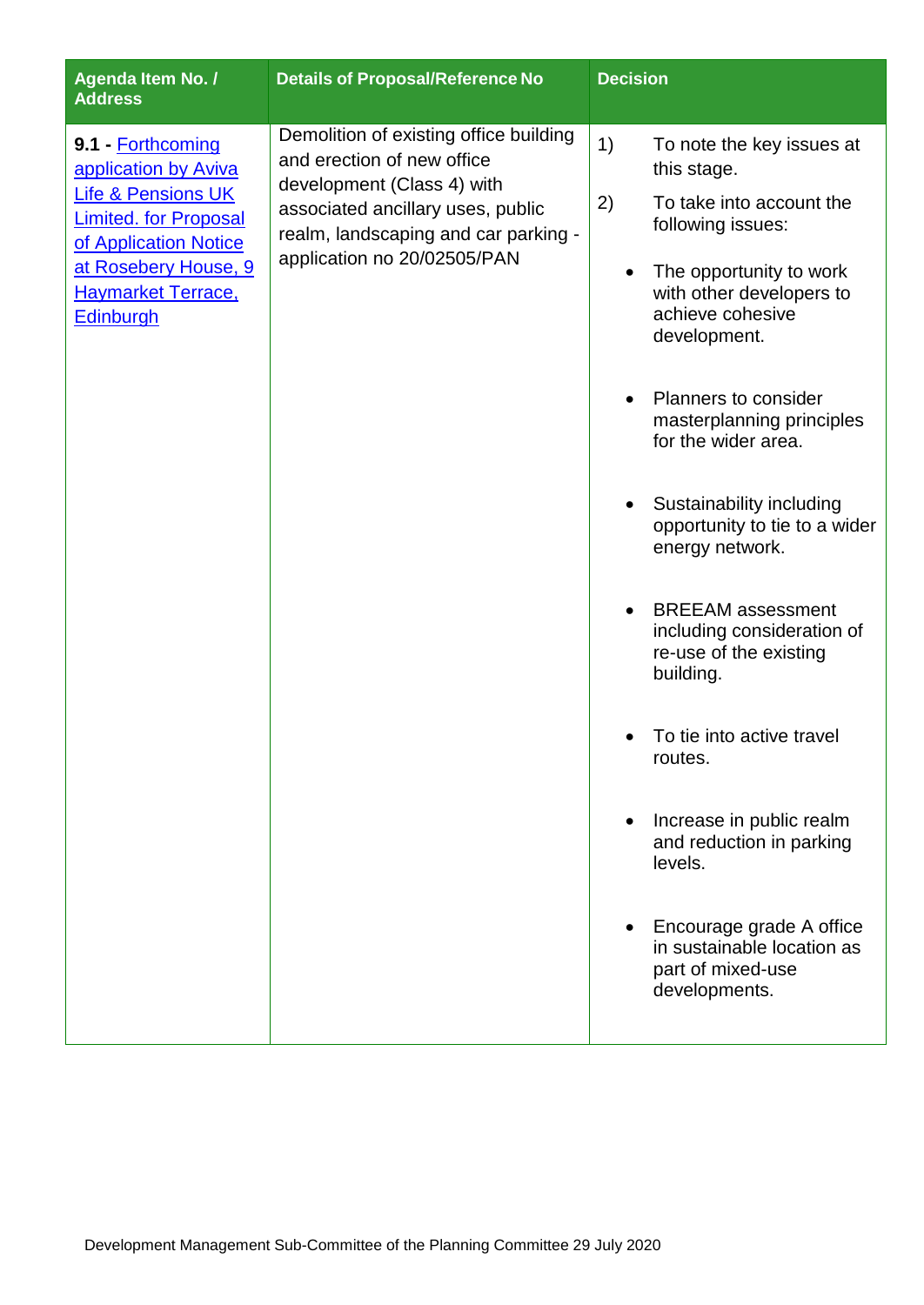| Agenda Item No. / Address | Details of Proposal/Reference No | Decision |
|---|---|---|
| **9.1 -** Forthcoming application by Aviva Life & Pensions UK Limited. for Proposal of Application Notice at Rosebery House, 9 Haymarket Terrace, Edinburgh | Demolition of existing office building and erection of new office development (Class 4) with associated ancillary uses, public realm, landscaping and car parking - application no 20/02505/PAN | 1) To note the key issues at this stage.<br><br>2) To take into account the following issues:<br><br>• The opportunity to work with other developers to achieve cohesive development.<br><br>• Planners to consider masterplanning principles for the wider area.<br><br>• Sustainability including opportunity to tie to a wider energy network.<br><br>• BREEAM assessment including consideration of re-use of the existing building.<br><br>• To tie into active travel routes.<br><br>• Increase in public realm and reduction in parking levels.<br><br>• Encourage grade A office in sustainable location as part of mixed-use developments. |